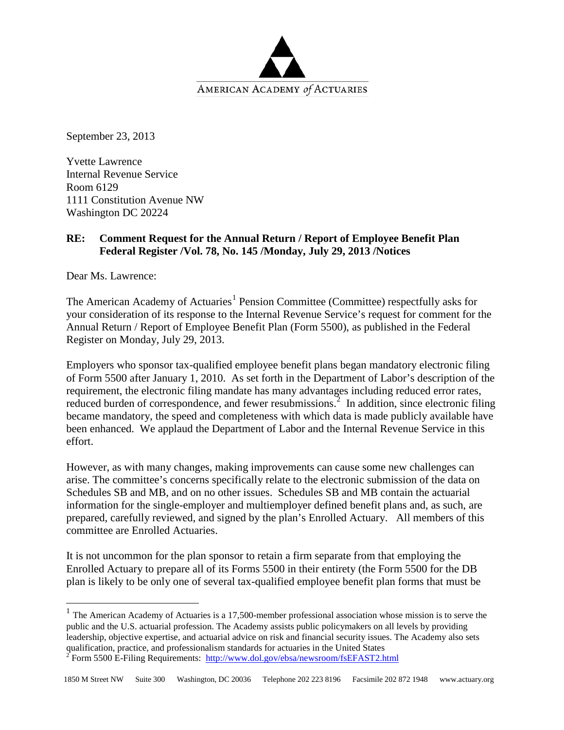AMERICAN ACADEMY *of* ACTUARIES

September 23, 2013

Yvette Lawrence
Internal Revenue Service
Room 6129
1111 Constitution Avenue NW
Washington DC 20224

**RE: Comment Request for the Annual Return / Report of Employee Benefit Plan Federal Register /Vol. 78, No. 145 /Monday, July 29, 2013 /Notices**

Dear Ms. Lawrence:

The American Academy of Actuaries[1] Pension Committee (Committee) respectfully asks for your consideration of its response to the Internal Revenue Service's request for comment for the Annual Return / Report of Employee Benefit Plan (Form 5500), as published in the Federal Register on Monday, July 29, 2013.

Employers who sponsor tax-qualified employee benefit plans began mandatory electronic filing of Form 5500 after January 1, 2010. As set forth in the Department of Labor's description of the requirement, the electronic filing mandate has many advantages including reduced error rates, reduced burden of correspondence, and fewer resubmissions.[2] In addition, since electronic filing became mandatory, the speed and completeness with which data is made publicly available have been enhanced. We applaud the Department of Labor and the Internal Revenue Service in this effort.

However, as with many changes, making improvements can cause some new challenges can arise. The committee's concerns specifically relate to the electronic submission of the data on Schedules SB and MB, and on no other issues. Schedules SB and MB contain the actuarial information for the single-employer and multiemployer defined benefit plans and, as such, are prepared, carefully reviewed, and signed by the plan's Enrolled Actuary. All members of this committee are Enrolled Actuaries.

It is not uncommon for the plan sponsor to retain a firm separate from that employing the Enrolled Actuary to prepare all of its Forms 5500 in their entirety (the Form 5500 for the DB plan is likely to be only one of several tax-qualified employee benefit plan forms that must be

---

[1] The American Academy of Actuaries is a 17,500-member professional association whose mission is to serve the public and the U.S. actuarial profession. The Academy assists public policymakers on all levels by providing leadership, objective expertise, and actuarial advice on risk and financial security issues. The Academy also sets qualification, practice, and professionalism standards for actuaries in the United States

[2] Form 5500 E-Filing Requirements: http://www.dol.gov/ebsa/newsroom/fsEFAST2.html

1850 M Street NW Suite 300 Washington, DC 20036 Telephone 202 223 8196 Facsimile 202 872 1948 www.actuary.org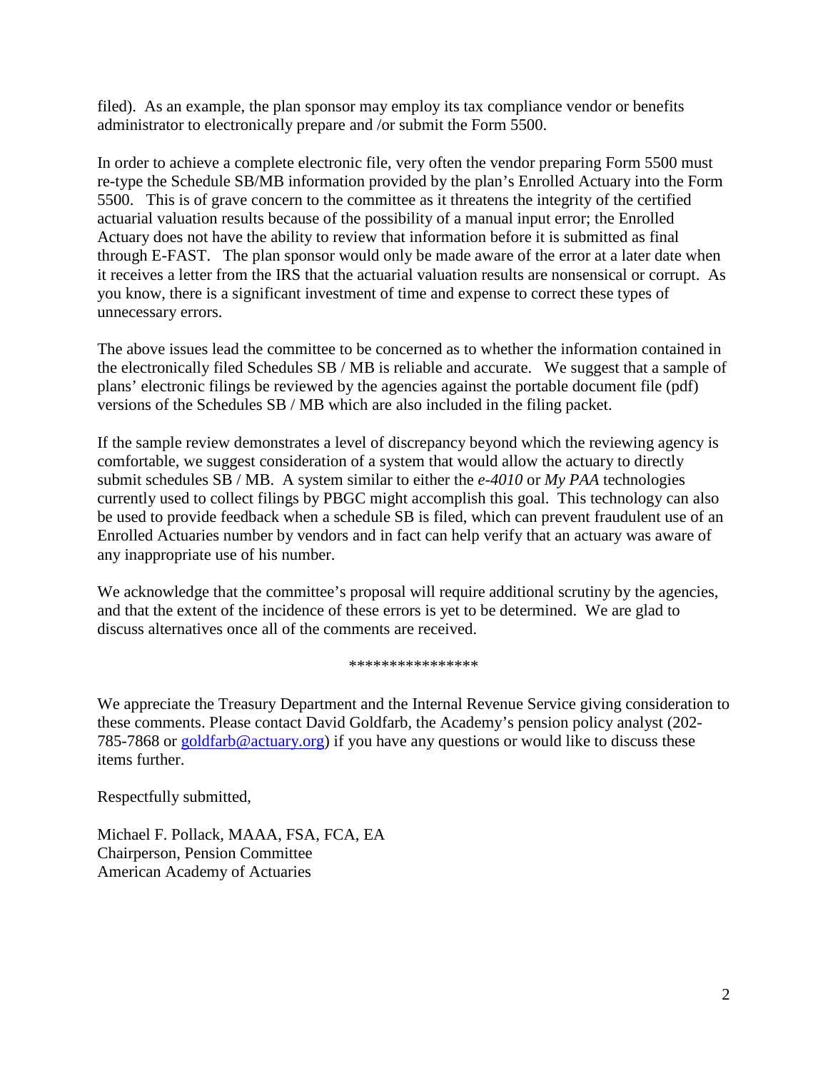filed). As an example, the plan sponsor may employ its tax compliance vendor or benefits administrator to electronically prepare and /or submit the Form 5500.

In order to achieve a complete electronic file, very often the vendor preparing Form 5500 must re-type the Schedule SB/MB information provided by the plan's Enrolled Actuary into the Form 5500. This is of grave concern to the committee as it threatens the integrity of the certified actuarial valuation results because of the possibility of a manual input error; the Enrolled Actuary does not have the ability to review that information before it is submitted as final through E-FAST. The plan sponsor would only be made aware of the error at a later date when it receives a letter from the IRS that the actuarial valuation results are nonsensical or corrupt. As you know, there is a significant investment of time and expense to correct these types of unnecessary errors.

The above issues lead the committee to be concerned as to whether the information contained in the electronically filed Schedules SB / MB is reliable and accurate. We suggest that a sample of plans' electronic filings be reviewed by the agencies against the portable document file (pdf) versions of the Schedules SB / MB which are also included in the filing packet.

If the sample review demonstrates a level of discrepancy beyond which the reviewing agency is comfortable, we suggest consideration of a system that would allow the actuary to directly submit schedules SB / MB. A system similar to either the *e-4010* or *My PAA* technologies currently used to collect filings by PBGC might accomplish this goal. This technology can also be used to provide feedback when a schedule SB is filed, which can prevent fraudulent use of an Enrolled Actuaries number by vendors and in fact can help verify that an actuary was aware of any inappropriate use of his number.

We acknowledge that the committee's proposal will require additional scrutiny by the agencies, and that the extent of the incidence of these errors is yet to be determined. We are glad to discuss alternatives once all of the comments are received.

****************

We appreciate the Treasury Department and the Internal Revenue Service giving consideration to these comments. Please contact David Goldfarb, the Academy's pension policy analyst (202-785-7868 or goldfarb@actuary.org) if you have any questions or would like to discuss these items further.

Respectfully submitted,

Michael F. Pollack, MAAA, FSA, FCA, EA
Chairperson, Pension Committee
American Academy of Actuaries